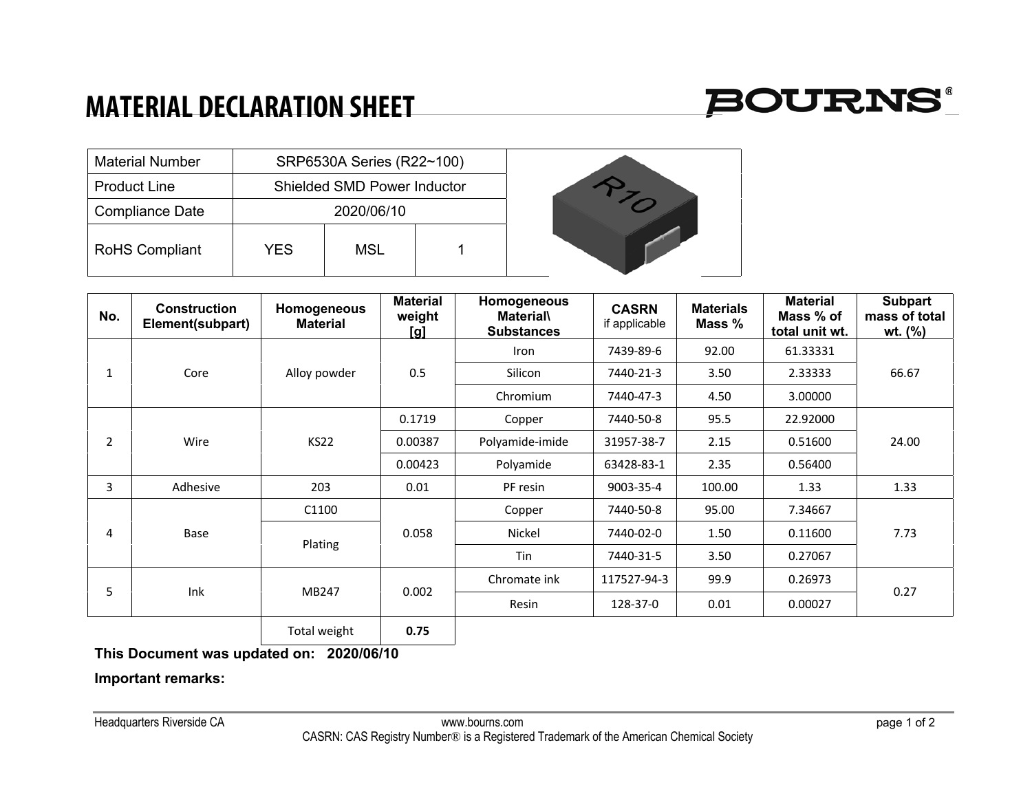# MATERIAL DECLARATION SHEET

BOURNS®

| Material Number | SRP6530A Series (R22~100) | | |
|---|---|---|---|
| Product Line | Shielded SMD Power Inductor | | |
| Compliance Date | 2020/06/10 | | |
| RoHS Compliant | YES | MSL | 1 |

| No. | Construction Element(subpart) | Homogeneous Material | Material weight [g] | Homogeneous Material\ Substances | CASRN if applicable | Materials Mass % | Material Mass % of total unit wt. | Subpart mass of total wt. (%) |
|---|---|---|---|---|---|---|---|---|
| 1 | Core | Alloy powder | 0.5 | Iron | 7439-89-6 | 92.00 | 61.33331 | 66.67 |
| | | | | Silicon | 7440-21-3 | 3.50 | 2.33333 | |
| | | | | Chromium | 7440-47-3 | 4.50 | 3.00000 | |
| 2 | Wire | KS22 | 0.1719 | Copper | 7440-50-8 | 95.5 | 22.92000 | 24.00 |
| | | | 0.00387 | Polyamide-imide | 31957-38-7 | 2.15 | 0.51600 | |
| | | | 0.00423 | Polyamide | 63428-83-1 | 2.35 | 0.56400 | |
| 3 | Adhesive | 203 | 0.01 | PF resin | 9003-35-4 | 100.00 | 1.33 | 1.33 |
| 4 | Base | C1100 | 0.058 | Copper | 7440-50-8 | 95.00 | 7.34667 | 7.73 |
| | | Plating | | Nickel | 7440-02-0 | 1.50 | 0.11600 | |
| | | | | Tin | 7440-31-5 | 3.50 | 0.27067 | |
| 5 | Ink | MB247 | 0.002 | Chromate ink | 117527-94-3 | 99.9 | 0.26973 | 0.27 |
| | | | | Resin | 128-37-0 | 0.01 | 0.00027 | |
| | | Total weight | **0.75** | | | | | |

**This Document was updated on: 2020/06/10**

**Important remarks:**

Headquarters Riverside CA www.bourns.com

CASRN: CAS Registry Number® is a Registered Trademark of the American Chemical Society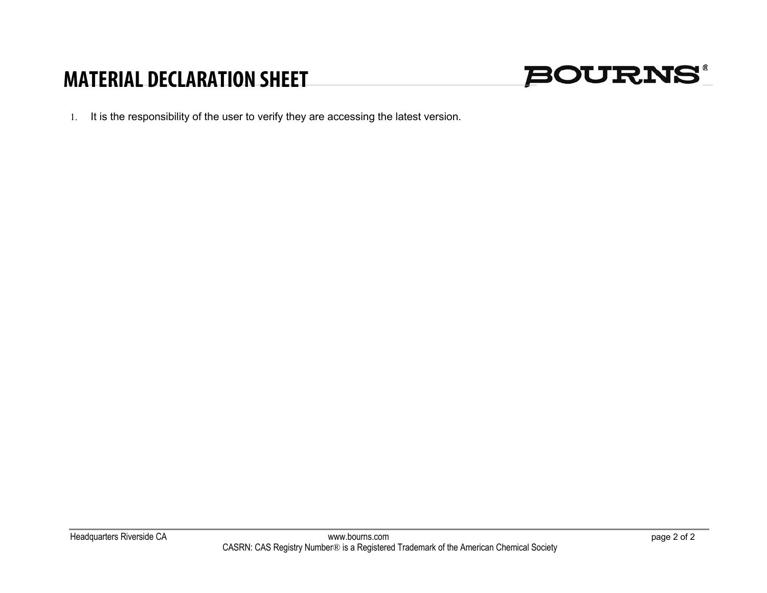# MATERIAL DECLARATION SHEET

1. It is the responsibility of the user to verify they are accessing the latest version.